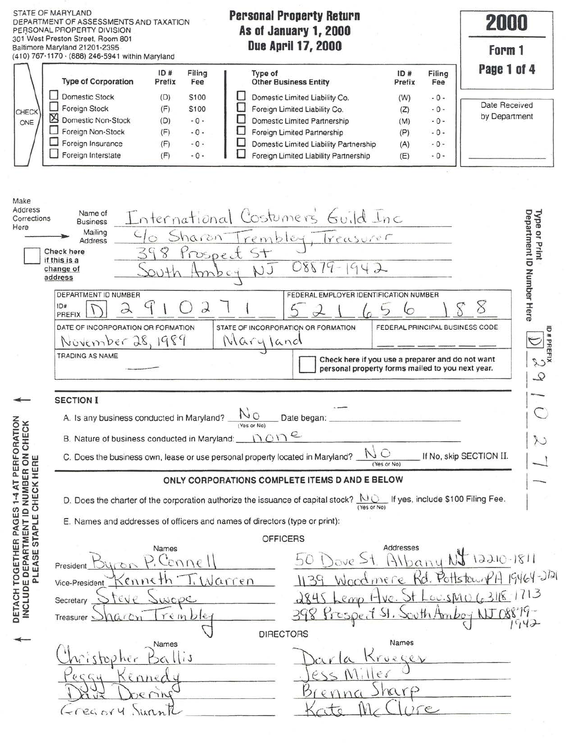STATE OF MARYLAND
DEPARTMENT OF ASSESSMENTS AND TAXATION
PERSONAL PROPERTY DIVISION
301 West Preston Street, Room 801
Baltimore Maryland 21201-2395
(410) 767-1170 · (888) 246-5941 within Maryland

# Personal Property Return
## As of January 1, 2000
## Due April 17, 2000

**2000**
**Form 1**

Date Received by Department

CHECK ONE

| | Type of Corporation | ID # Prefix | Filing Fee | | Type of Other Business Entity | ID # Prefix | Filing Fee |
|---|---|---|---|---|---|---|---|
| ☐ | Domestic Stock | (D) | $100 | ☐ | Domestic Limited Liability Co. | (W) | - 0 - |
| ☐ | Foreign Stock | (F) | $100 | ☐ | Foreign Limited Liability Co. | (Z) | - 0 - |
| ☒ | Domestic Non-Stock | (D) | - 0 - | ☐ | Domestic Limited Partnership | (M) | - 0 - |
| ☐ | Foreign Non-Stock | (F) | - 0 - | ☐ | Foreign Limited Partnership | (P) | - 0 - |
| ☐ | Foreign Insurance | (F) | - 0 - | ☐ | Domestic Limited Liability Partnership | (A) | - 0 - |
| ☐ | Foreign Interstate | (F) | - 0 - | ☐ | Foreign Limited Liability Partnership | (E) | - 0 - |

Make Address Corrections Here

☐ Check here if this is a change of address

Name of Business: International Costumers' Guild Inc
Mailing Address: c/o Sharon Trembley, Treasurer
398 Prospect St
South Amboy NJ 08879-1942

| DEPARTMENT ID NUMBER | FEDERAL EMPLOYER IDENTIFICATION NUMBER | |
|---|---|---|
| ID# PREFIX: D 2910271 | 52 1656188 | |
| **DATE OF INCORPORATION OR FORMATION** | **STATE OF INCORPORATION OR FORMATION** | **FEDERAL PRINCIPAL BUSINESS CODE** |
| November 28, 1989 | Maryland | |
| **TRADING AS NAME** | ☐ Check here if you use a preparer and do not want personal property forms mailed to you next year. | |
| — | | |

Type or Print Department ID Number Here: ID # PREFIX D 2910271

DETACH TOGETHER PAGES 1-4 AT PERFORATION
INCLUDE DEPARTMENT ID NUMBER ON CHECK
PLEASE STAPLE CHECK HERE

## SECTION I

A. Is any business conducted in Maryland? No (Yes or No) Date began: —

B. Nature of business conducted in Maryland: none

C. Does the business own, lease or use personal property located in Maryland? No (Yes or No) If No, skip SECTION II.

**ONLY CORPORATIONS COMPLETE ITEMS D AND E BELOW**

D. Does the charter of the corporation authorize the issuance of capital stock? No (Yes or No) If yes, include $100 Filing Fee.

E. Names and addresses of officers and names of directors (type or print):

### OFFICERS

| | Names | Addresses |
|---|---|---|
| President | Byron P. Connell | 50 Dove St. Albany NY 12210-1811 |
| Vice-President | Kenneth T. Warren | 1139 Woodmere Rd. Pottstown PA 19464-3721 |
| Secretary | Steve Swope | 2845 Lemp Ave. St Louis MO 63118-1713 |
| Treasurer | Sharon Trembley | 398 Prospect St. South Amboy NJ 08879-1942 |

### DIRECTORS

| Names | Names |
|---|---|
| Christopher Ballis | Darla Krueger |
| Peggy Kennedy | Jess Miller |
| Dave Doering | Brenna Sharp |
| Gregory Sunntr | Kate McClure |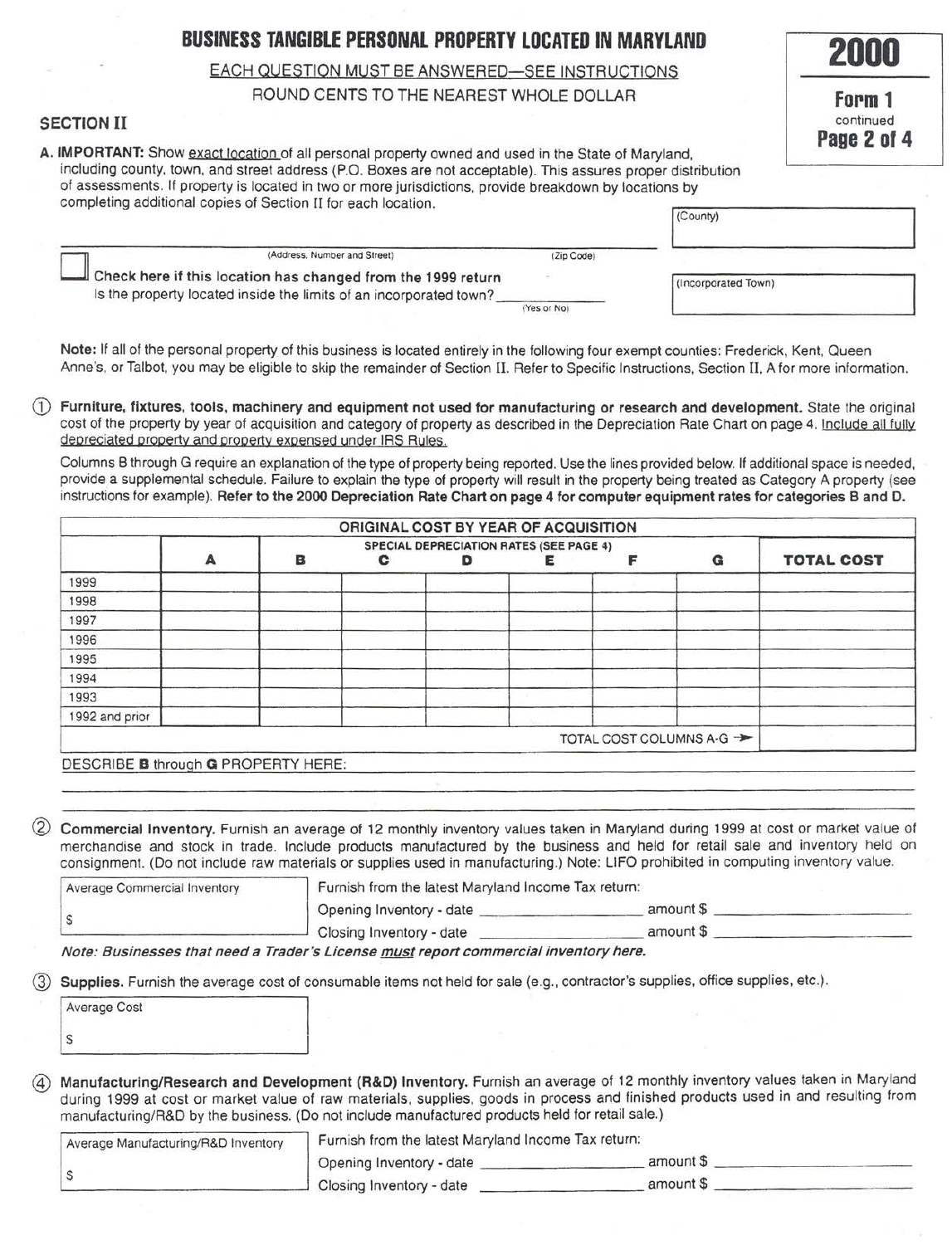# BUSINESS TANGIBLE PERSONAL PROPERTY LOCATED IN MARYLAND

**2000**

**Form 1**
continued
**Page 2 of 4**

EACH QUESTION MUST BE ANSWERED—SEE INSTRUCTIONS

ROUND CENTS TO THE NEAREST WHOLE DOLLAR

## SECTION II

**A. IMPORTANT:** Show exact location of all personal property owned and used in the State of Maryland, including county, town, and street address (P.O. Boxes are not acceptable). This assures proper distribution of assessments. If property is located in two or more jurisdictions, provide breakdown by locations by completing additional copies of Section II for each location.

(County) ____________________

____________________ (Address, Number and Street) ____________ (Zip Code)

☐ **Check here if this location has changed from the 1999 return**

Is the property located inside the limits of an incorporated town? ____________ (Yes or No)

(Incorporated Town) ____________________

**Note:** If all of the personal property of this business is located entirely in the following four exempt counties: Frederick, Kent, Queen Anne's, or Talbot, you may be eligible to skip the remainder of Section II. Refer to Specific Instructions, Section II, A for more information.

① **Furniture, fixtures, tools, machinery and equipment not used for manufacturing or research and development.** State the original cost of the property by year of acquisition and category of property as described in the Depreciation Rate Chart on page 4. Include all fully depreciated property and property expensed under IRS Rules.

Columns B through G require an explanation of the type of property being reported. Use the lines provided below. If additional space is needed, provide a supplemental schedule. Failure to explain the type of property will result in the property being treated as Category A property (see instructions for example). **Refer to the 2000 Depreciation Rate Chart on page 4 for computer equipment rates for categories B and D.**

| ORIGINAL COST BY YEAR OF ACQUISITION | | | | | | | | |
|---|---|---|---|---|---|---|---|---|
| | | SPECIAL DEPRECIATION RATES (SEE PAGE 4) | | | | | | |
| | **A** | **B** | **C** | **D** | **E** | **F** | **G** | **TOTAL COST** |
| 1999 | | | | | | | | |
| 1998 | | | | | | | | |
| 1997 | | | | | | | | |
| 1996 | | | | | | | | |
| 1995 | | | | | | | | |
| 1994 | | | | | | | | |
| 1993 | | | | | | | | |
| 1992 and prior | | | | | | | | |
| | | | | | | | TOTAL COST COLUMNS A-G ➔ | |

DESCRIBE **B** through **G** PROPERTY HERE: ____________________

② **Commercial Inventory.** Furnish an average of 12 monthly inventory values taken in Maryland during 1999 at cost or market value of merchandise and stock in trade. Include products manufactured by the business and held for retail sale and inventory held on consignment. (Do not include raw materials or supplies used in manufacturing.) Note: LIFO prohibited in computing inventory value.

Average Commercial Inventory
$ ____________

Furnish from the latest Maryland Income Tax return:
Opening Inventory - date ____________ amount $ ____________
Closing Inventory - date ____________ amount $ ____________

*Note: Businesses that need a Trader's License must report commercial inventory here.*

③ **Supplies.** Furnish the average cost of consumable items not held for sale (e.g., contractor's supplies, office supplies, etc.).

Average Cost
$ ____________

④ **Manufacturing/Research and Development (R&D) Inventory.** Furnish an average of 12 monthly inventory values taken in Maryland during 1999 at cost or market value of raw materials, supplies, goods in process and finished products used in and resulting from manufacturing/R&D by the business. (Do not include manufactured products held for retail sale.)

Average Manufacturing/R&D Inventory
$ ____________

Furnish from the latest Maryland Income Tax return:
Opening Inventory - date ____________ amount $ ____________
Closing Inventory - date ____________ amount $ ____________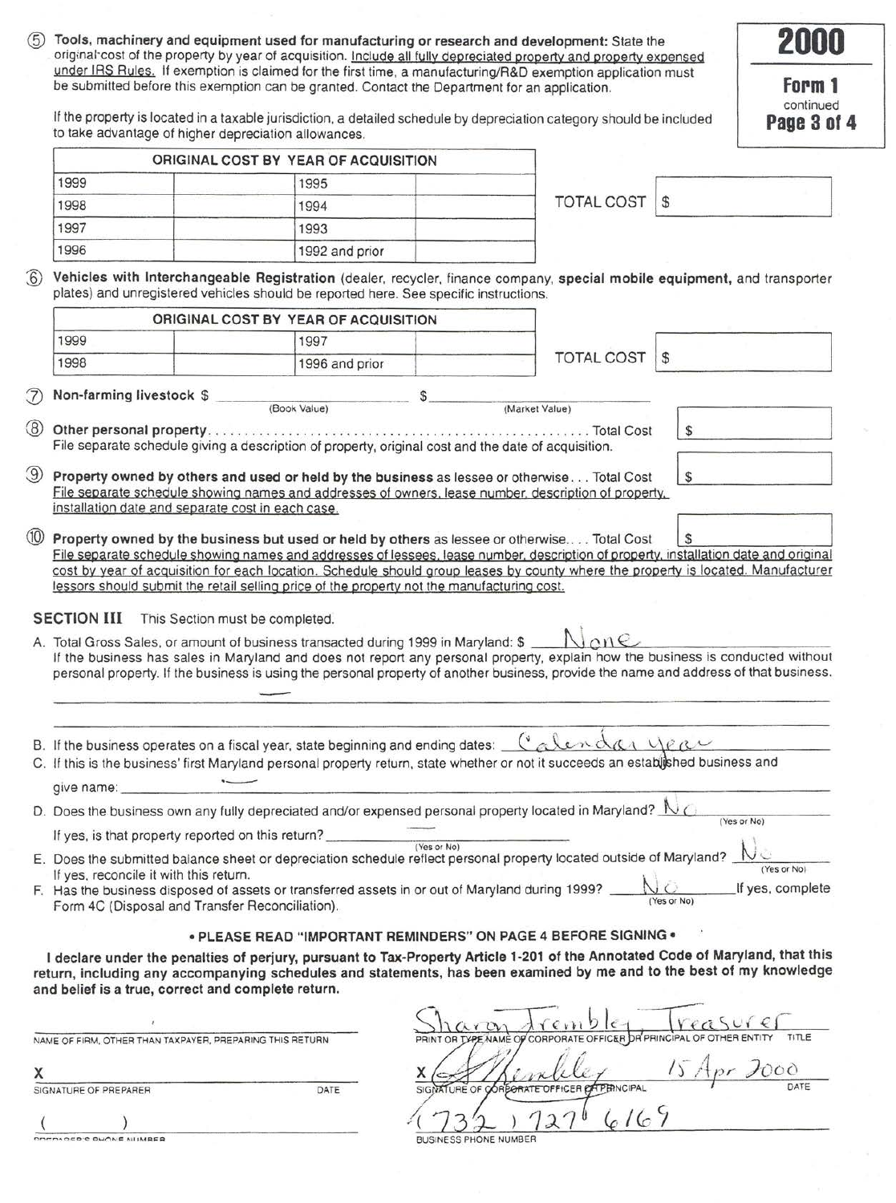**2000**

**Form 1**
continued

⑤ **Tools, machinery and equipment used for manufacturing or research and development:** State the original cost of the property by year of acquisition. Include all fully depreciated property and property expensed under IRS Rules. If exemption is claimed for the first time, a manufacturing/R&D exemption application must be submitted before this exemption can be granted. Contact the Department for an application.

If the property is located in a taxable jurisdiction, a detailed schedule by depreciation category should be included to take advantage of higher depreciation allowances.

| ORIGINAL COST BY YEAR OF ACQUISITION | | | |
|---|---|---|---|
| 1999 | | 1995 | |
| 1998 | | 1994 | |
| 1997 | | 1993 | |
| 1996 | | 1992 and prior | |

TOTAL COST $

⑥ **Vehicles with Interchangeable Registration** (dealer, recycler, finance company, **special mobile equipment,** and transporter plates) and unregistered vehicles should be reported here. See specific instructions.

| ORIGINAL COST BY YEAR OF ACQUISITION | | | |
|---|---|---|---|
| 1999 | | 1997 | |
| 1998 | | 1996 and prior | |

TOTAL COST $

⑦ **Non-farming livestock** $ ____________ (Book Value) $ ____________ (Market Value)

⑧ **Other personal property**. . . . . . . . . . . . . . . . . . . . . . Total Cost $
File separate schedule giving a description of property, original cost and the date of acquisition.

⑨ **Property owned by others and used or held by the business** as lessee or otherwise . . . Total Cost $
File separate schedule showing names and addresses of owners, lease number, description of property, installation date and separate cost in each case.

⑩ **Property owned by the business but used or held by others** as lessee or otherwise. . . . Total Cost $
File separate schedule showing names and addresses of lessees, lease number, description of property, installation date and original cost by year of acquisition for each location. Schedule should group leases by county where the property is located. Manufacturer lessors should submit the retail selling price of the property not the manufacturing cost.

**SECTION III** This Section must be completed.

A. Total Gross Sales, or amount of business transacted during 1999 in Maryland: $ None
If the business has sales in Maryland and does not report any personal property, explain how the business is conducted without personal property. If the business is using the personal property of another business, provide the name and address of that business.

B. If the business operates on a fiscal year, state beginning and ending dates: Calendar year

C. If this is the business' first Maryland personal property return, state whether or not it succeeds an established business and give name: ____________

D. Does the business own any fully depreciated and/or expensed personal property located in Maryland? No (Yes or No)
If yes, is that property reported on this return? ____________ (Yes or No)

E. Does the submitted balance sheet or depreciation schedule reflect personal property located outside of Maryland? No (Yes or No)
If yes, reconcile it with this return.

F. Has the business disposed of assets or transferred assets in or out of Maryland during 1999? No (Yes or No) If yes, complete Form 4C (Disposal and Transfer Reconciliation).

**• PLEASE READ "IMPORTANT REMINDERS" ON PAGE 4 BEFORE SIGNING •**

**I declare under the penalties of perjury, pursuant to Tax-Property Article 1-201 of the Annotated Code of Maryland, that this return, including any accompanying schedules and statements, has been examined by me and to the best of my knowledge and belief is a true, correct and complete return.**

____________
NAME OF FIRM, OTHER THAN TAXPAYER, PREPARING THIS RETURN

X ____________
SIGNATURE OF PREPARER DATE

( ) ____________
PREPARER'S PHONE NUMBER

Sharon Trembley Treasurer
PRINT OR TYPE NAME OF CORPORATE OFFICER OR PRINCIPAL OF OTHER ENTITY TITLE

X [signature] 15 Apr 2000
SIGNATURE OF CORPORATE OFFICER OR PRINCIPAL DATE

(732) 727-6169
BUSINESS PHONE NUMBER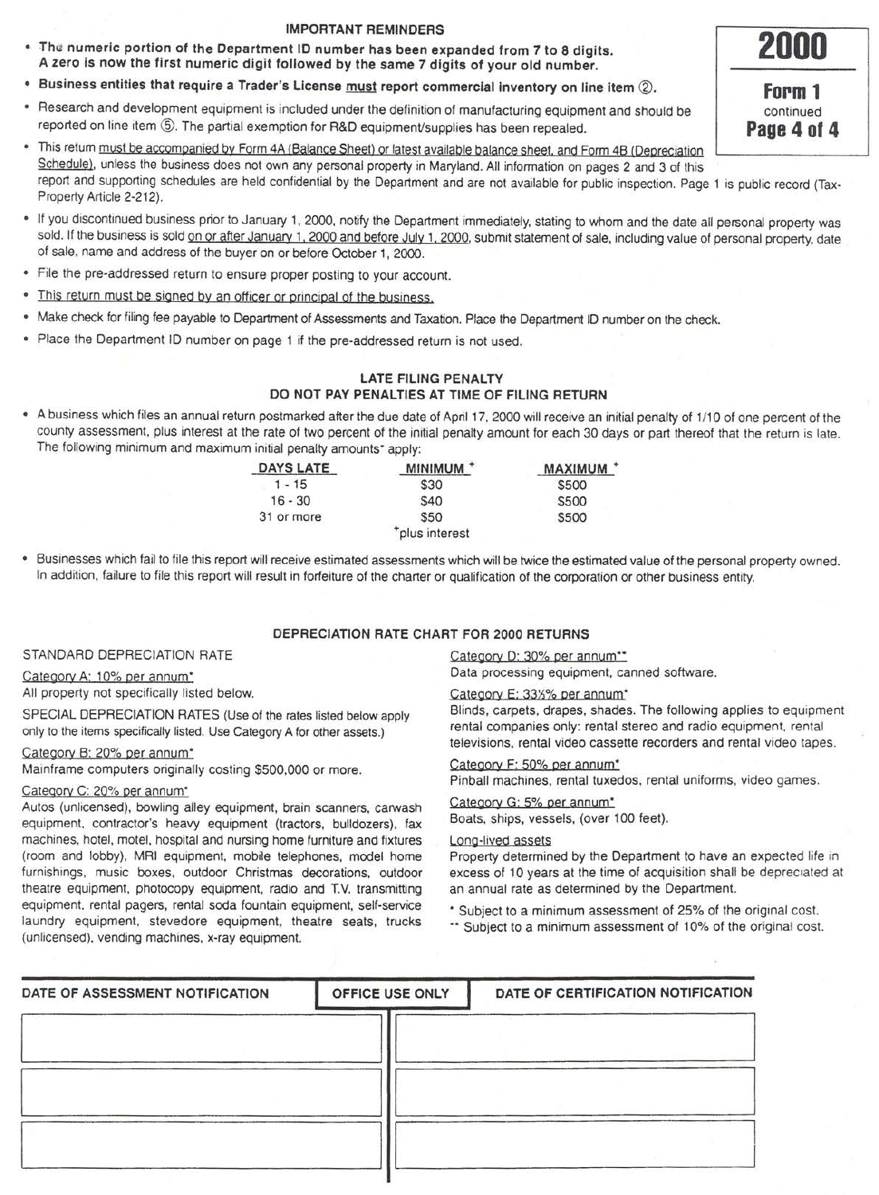**2000**

**Form 1**
continued

## IMPORTANT REMINDERS

- **The numeric portion of the Department ID number has been expanded from 7 to 8 digits. A zero is now the first numeric digit followed by the same 7 digits of your old number.**
- **Business entities that require a Trader's License must report commercial inventory on line item ②.**
- Research and development equipment is included under the definition of manufacturing equipment and should be reported on line item ⑤. The partial exemption for R&D equipment/supplies has been repealed.
- This return must be accompanied by Form 4A (Balance Sheet) or latest available balance sheet, and Form 4B (Depreciation Schedule), unless the business does not own any personal property in Maryland. All information on pages 2 and 3 of this report and supporting schedules are held confidential by the Department and are not available for public inspection. Page 1 is public record (Tax-Property Article 2-212).
- If you discontinued business prior to January 1, 2000, notify the Department immediately, stating to whom and the date all personal property was sold. If the business is sold on or after January 1, 2000 and before July 1, 2000, submit statement of sale, including value of personal property, date of sale, name and address of the buyer on or before October 1, 2000.
- File the pre-addressed return to ensure proper posting to your account.
- This return must be signed by an officer or principal of the business.
- Make check for filing fee payable to Department of Assessments and Taxation. Place the Department ID number on the check.
- Place the Department ID number on page 1 if the pre-addressed return is not used.

## LATE FILING PENALTY
### DO NOT PAY PENALTIES AT TIME OF FILING RETURN

- A business which files an annual return postmarked after the due date of April 17, 2000 will receive an initial penalty of 1/10 of one percent of the county assessment, plus interest at the rate of two percent of the initial penalty amount for each 30 days or part thereof that the return is late. The following minimum and maximum initial penalty amounts* apply:

| DAYS LATE | MINIMUM + | MAXIMUM + |
|---|---|---|
| 1 - 15 | $30 | $500 |
| 16 - 30 | $40 | $500 |
| 31 or more | $50 | $500 |

+plus interest

- Businesses which fail to file this report will receive estimated assessments which will be twice the estimated value of the personal property owned. In addition, failure to file this report will result in forfeiture of the charter or qualification of the corporation or other business entity.

## DEPRECIATION RATE CHART FOR 2000 RETURNS

STANDARD DEPRECIATION RATE

Category A: 10% per annum*
All property not specifically listed below.

SPECIAL DEPRECIATION RATES (Use of the rates listed below apply only to the items specifically listed. Use Category A for other assets.)

Category B: 20% per annum*
Mainframe computers originally costing $500,000 or more.

Category C: 20% per annum*
Autos (unlicensed), bowling alley equipment, brain scanners, carwash equipment, contractor's heavy equipment (tractors, bulldozers), fax machines, hotel, motel, hospital and nursing home furniture and fixtures (room and lobby), MRI equipment, mobile telephones, model home furnishings, music boxes, outdoor Christmas decorations, outdoor theatre equipment, photocopy equipment, radio and T.V. transmitting equipment, rental pagers, rental soda fountain equipment, self-service laundry equipment, stevedore equipment, theatre seats, trucks (unlicensed), vending machines, x-ray equipment.

Category D: 30% per annum**
Data processing equipment, canned software.

Category E: 33⅓% per annum*
Blinds, carpets, drapes, shades. The following applies to equipment rental companies only: rental stereo and radio equipment, rental televisions, rental video cassette recorders and rental video tapes.

Category F: 50% per annum*
Pinball machines, rental tuxedos, rental uniforms, video games.

Category G: 5% per annum*
Boats, ships, vessels, (over 100 feet).

Long-lived assets
Property determined by the Department to have an expected life in excess of 10 years at the time of acquisition shall be depreciated at an annual rate as determined by the Department.

\* Subject to a minimum assessment of 25% of the original cost.
\** Subject to a minimum assessment of 10% of the original cost.

| DATE OF ASSESSMENT NOTIFICATION | OFFICE USE ONLY | DATE OF CERTIFICATION NOTIFICATION |
|---|---|---|
| | | |
| | | |
| | | |